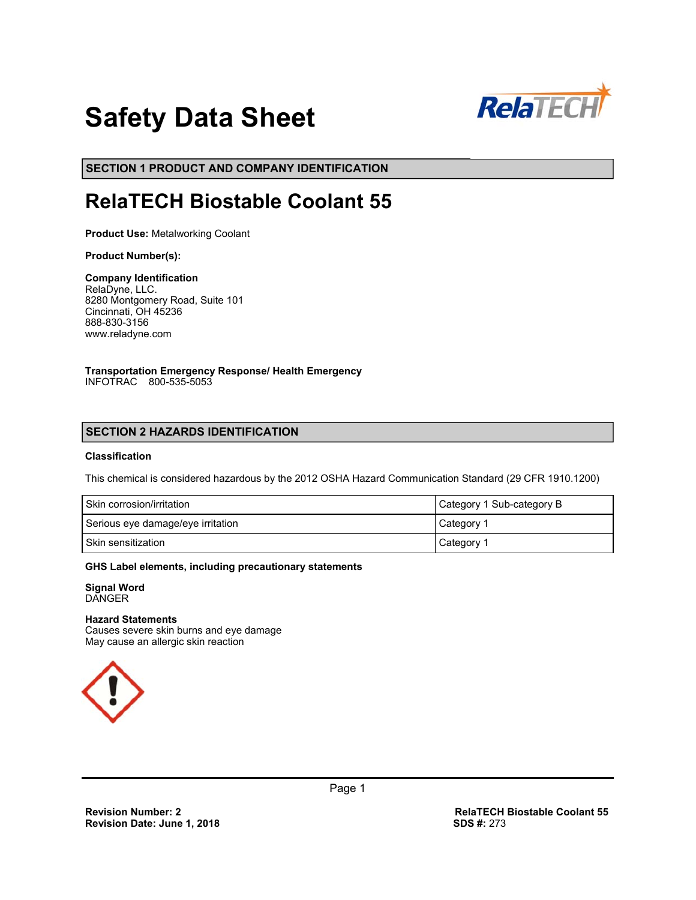# Safety Data Sheet

## SECTION 1 PRODUCT AND COMPANY IDENTIFICATION

# RelaTECH Biostable Coolant 55

**Product Use:** Metalworking Coolant

**Product Number(s):**

**Company Identification**
RelaDyne, LLC.
8280 Montgomery Road, Suite 101
Cincinnati, OH 45236
888-830-3156
www.reladyne.com

**Transportation Emergency Response/ Health Emergency**
INFOTRAC 800-535-5053

## SECTION 2 HAZARDS IDENTIFICATION

**Classification**

This chemical is considered hazardous by the 2012 OSHA Hazard Communication Standard (29 CFR 1910.1200)

| Hazard | Category |
|---|---|
| Skin corrosion/irritation | Category 1 Sub-category B |
| Serious eye damage/eye irritation | Category 1 |
| Skin sensitization | Category 1 |

**GHS Label elements, including precautionary statements**

**Signal Word**
DANGER

**Hazard Statements**
Causes severe skin burns and eye damage
May cause an allergic skin reaction

**Revision Number: 2**
**Revision Date: June 1, 2018**

**RelaTECH Biostable Coolant 55**
**SDS #:** 273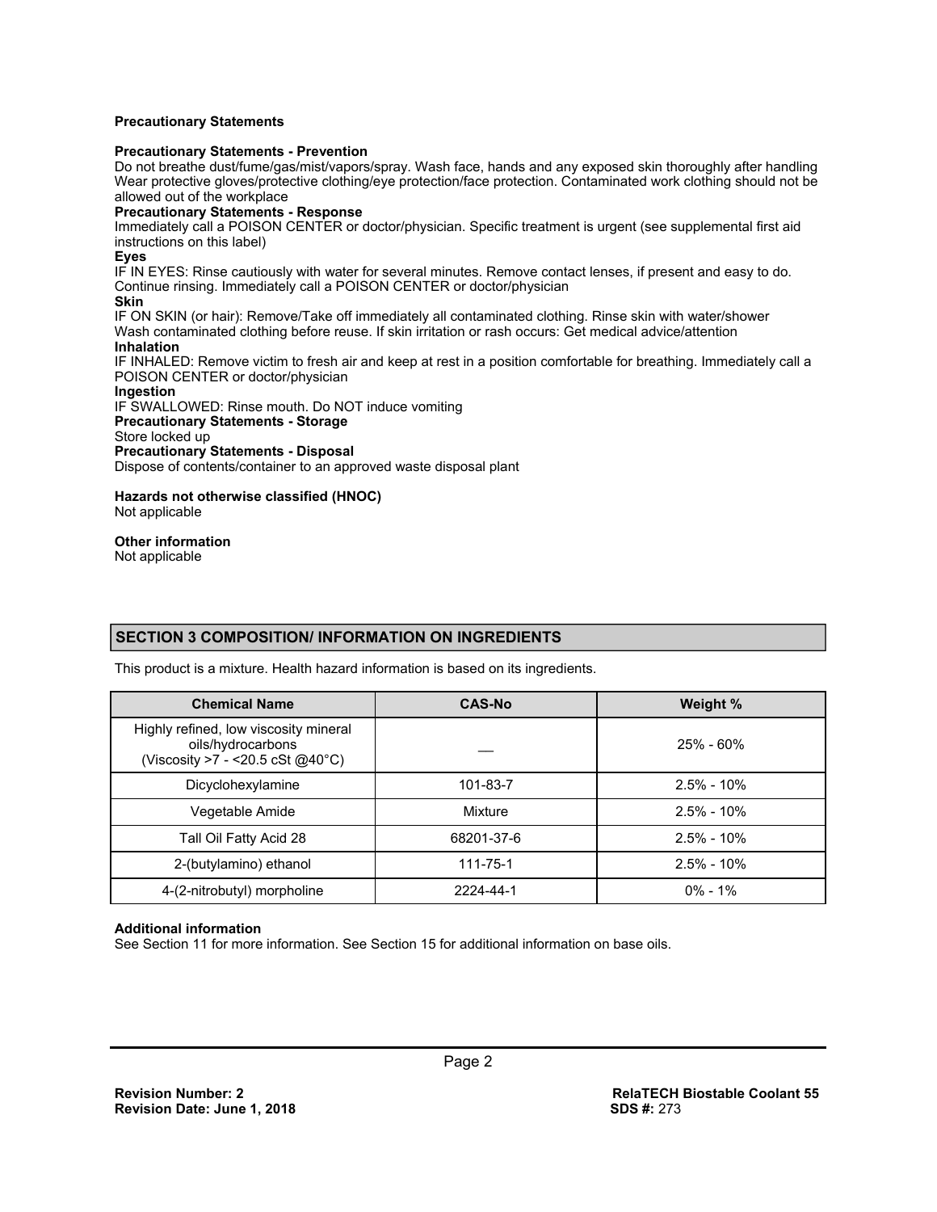**Precautionary Statements**

**Precautionary Statements - Prevention**

Do not breathe dust/fume/gas/mist/vapors/spray. Wash face, hands and any exposed skin thoroughly after handling Wear protective gloves/protective clothing/eye protection/face protection. Contaminated work clothing should not be allowed out of the workplace

**Precautionary Statements - Response**

Immediately call a POISON CENTER or doctor/physician. Specific treatment is urgent (see supplemental first aid instructions on this label)

**Eyes**

IF IN EYES: Rinse cautiously with water for several minutes. Remove contact lenses, if present and easy to do. Continue rinsing. Immediately call a POISON CENTER or doctor/physician

**Skin**

IF ON SKIN (or hair): Remove/Take off immediately all contaminated clothing. Rinse skin with water/shower Wash contaminated clothing before reuse. If skin irritation or rash occurs: Get medical advice/attention

**Inhalation**

IF INHALED: Remove victim to fresh air and keep at rest in a position comfortable for breathing. Immediately call a POISON CENTER or doctor/physician

**Ingestion**

IF SWALLOWED: Rinse mouth. Do NOT induce vomiting

**Precautionary Statements - Storage**

Store locked up

**Precautionary Statements - Disposal**

Dispose of contents/container to an approved waste disposal plant

**Hazards not otherwise classified (HNOC)**

Not applicable

**Other information**

Not applicable

## SECTION 3 COMPOSITION/ INFORMATION ON INGREDIENTS

This product is a mixture. Health hazard information is based on its ingredients.

| Chemical Name | CAS-No | Weight % |
|---|---|---|
| Highly refined, low viscosity mineral oils/hydrocarbons (Viscosity >7 - <20.5 cSt @40°C) | — | 25% - 60% |
| Dicyclohexylamine | 101-83-7 | 2.5% - 10% |
| Vegetable Amide | Mixture | 2.5% - 10% |
| Tall Oil Fatty Acid 28 | 68201-37-6 | 2.5% - 10% |
| 2-(butylamino) ethanol | 111-75-1 | 2.5% - 10% |
| 4-(2-nitrobutyl) morpholine | 2224-44-1 | 0% - 1% |

**Additional information**

See Section 11 for more information. See Section 15 for additional information on base oils.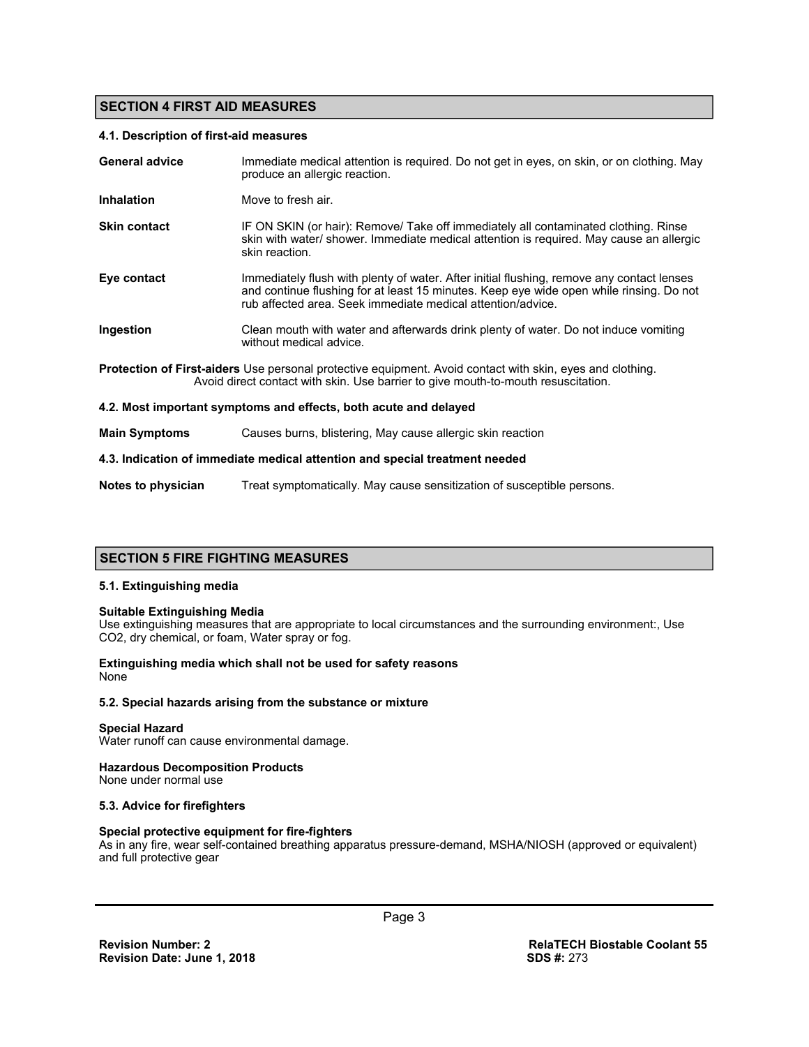## SECTION 4 FIRST AID MEASURES

### 4.1. Description of first-aid measures

**General advice** Immediate medical attention is required. Do not get in eyes, on skin, or on clothing. May produce an allergic reaction.

**Inhalation** Move to fresh air.

**Skin contact** IF ON SKIN (or hair): Remove/ Take off immediately all contaminated clothing. Rinse skin with water/ shower. Immediate medical attention is required. May cause an allergic skin reaction.

**Eye contact** Immediately flush with plenty of water. After initial flushing, remove any contact lenses and continue flushing for at least 15 minutes. Keep eye wide open while rinsing. Do not rub affected area. Seek immediate medical attention/advice.

**Ingestion** Clean mouth with water and afterwards drink plenty of water. Do not induce vomiting without medical advice.

**Protection of First-aiders** Use personal protective equipment. Avoid contact with skin, eyes and clothing. Avoid direct contact with skin. Use barrier to give mouth-to-mouth resuscitation.

### 4.2. Most important symptoms and effects, both acute and delayed

**Main Symptoms** Causes burns, blistering, May cause allergic skin reaction

### 4.3. Indication of immediate medical attention and special treatment needed

**Notes to physician** Treat symptomatically. May cause sensitization of susceptible persons.

## SECTION 5 FIRE FIGHTING MEASURES

### 5.1. Extinguishing media

**Suitable Extinguishing Media**
Use extinguishing measures that are appropriate to local circumstances and the surrounding environment:, Use $CO_2$, dry chemical, or foam, Water spray or fog.

**Extinguishing media which shall not be used for safety reasons**
None

### 5.2. Special hazards arising from the substance or mixture

**Special Hazard**
Water runoff can cause environmental damage.

**Hazardous Decomposition Products**
None under normal use

### 5.3. Advice for firefighters

**Special protective equipment for fire-fighters**
As in any fire, wear self-contained breathing apparatus pressure-demand, MSHA/NIOSH (approved or equivalent) and full protective gear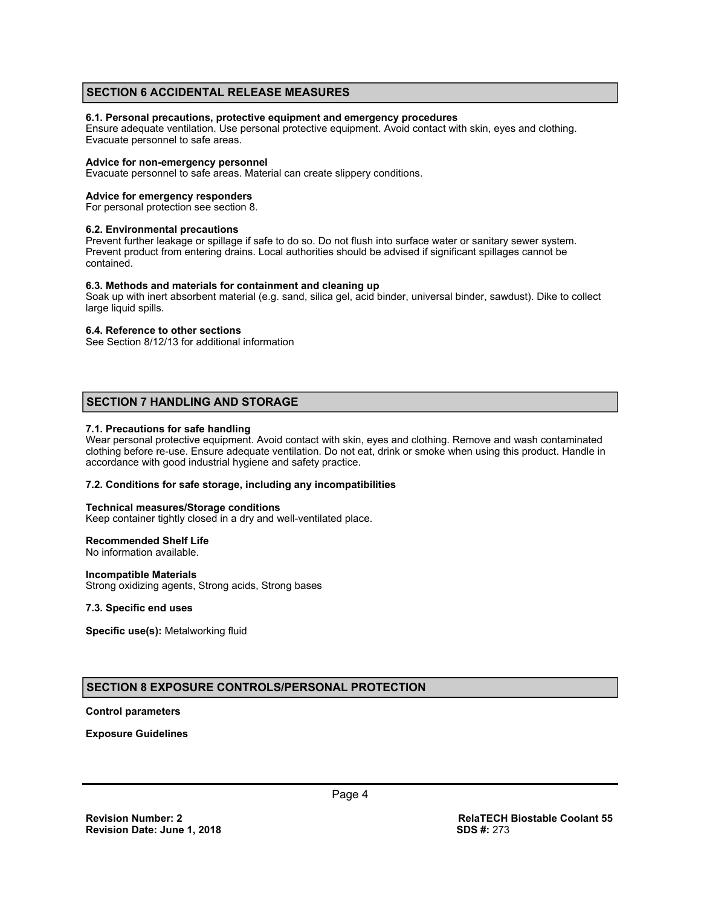## SECTION 6 ACCIDENTAL RELEASE MEASURES

**6.1. Personal precautions, protective equipment and emergency procedures**
Ensure adequate ventilation. Use personal protective equipment. Avoid contact with skin, eyes and clothing. Evacuate personnel to safe areas.

**Advice for non-emergency personnel**
Evacuate personnel to safe areas. Material can create slippery conditions.

**Advice for emergency responders**
For personal protection see section 8.

**6.2. Environmental precautions**
Prevent further leakage or spillage if safe to do so. Do not flush into surface water or sanitary sewer system. Prevent product from entering drains. Local authorities should be advised if significant spillages cannot be contained.

**6.3. Methods and materials for containment and cleaning up**
Soak up with inert absorbent material (e.g. sand, silica gel, acid binder, universal binder, sawdust). Dike to collect large liquid spills.

**6.4. Reference to other sections**
See Section 8/12/13 for additional information

## SECTION 7 HANDLING AND STORAGE

**7.1. Precautions for safe handling**
Wear personal protective equipment. Avoid contact with skin, eyes and clothing. Remove and wash contaminated clothing before re-use. Ensure adequate ventilation. Do not eat, drink or smoke when using this product. Handle in accordance with good industrial hygiene and safety practice.

**7.2. Conditions for safe storage, including any incompatibilities**

**Technical measures/Storage conditions**
Keep container tightly closed in a dry and well-ventilated place.

**Recommended Shelf Life**
No information available.

**Incompatible Materials**
Strong oxidizing agents, Strong acids, Strong bases

**7.3. Specific end uses**

**Specific use(s):** Metalworking fluid

## SECTION 8 EXPOSURE CONTROLS/PERSONAL PROTECTION

**Control parameters**

**Exposure Guidelines**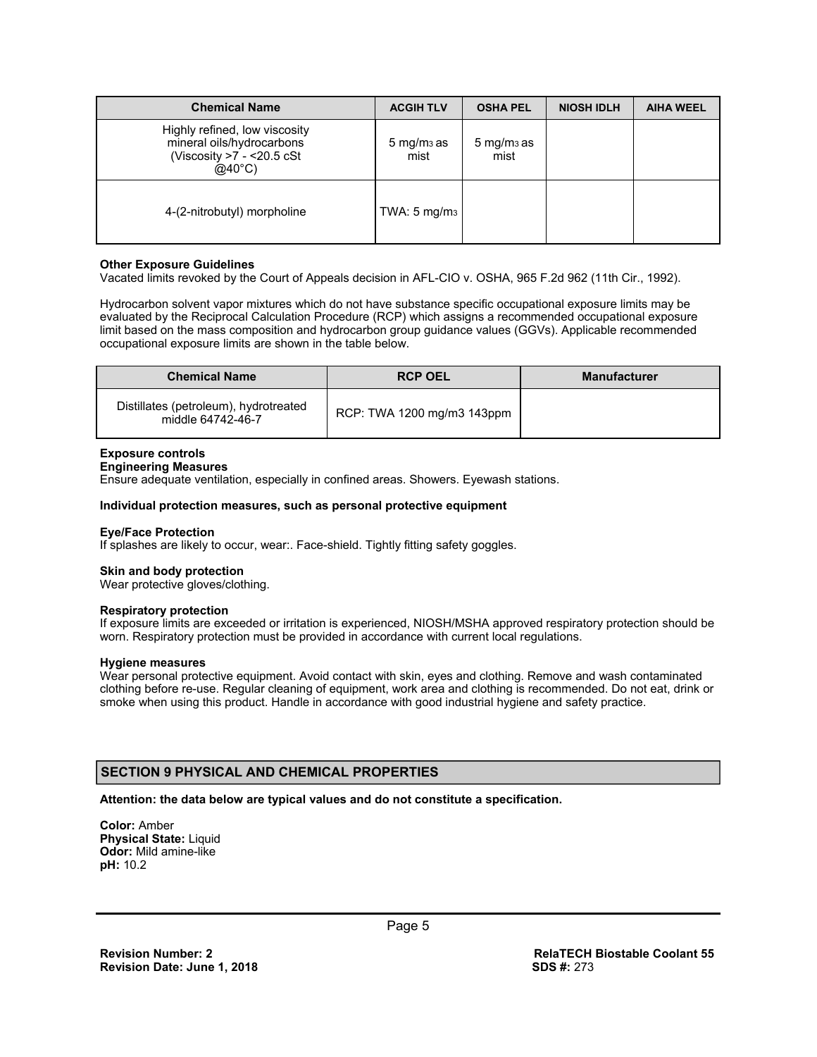| Chemical Name | ACGIH TLV | OSHA PEL | NIOSH IDLH | AIHA WEEL |
| --- | --- | --- | --- | --- |
| Highly refined, low viscosity mineral oils/hydrocarbons (Viscosity >7 - <20.5 cSt @40°C) | 5 $mg/m^3$ as mist | 5 $mg/m^3$ as mist | | |
| 4-(2-nitrobutyl) morpholine | TWA: 5 $mg/m^3$ | | | |

**Other Exposure Guidelines**
Vacated limits revoked by the Court of Appeals decision in AFL-CIO v. OSHA, 965 F.2d 962 (11th Cir., 1992).

Hydrocarbon solvent vapor mixtures which do not have substance specific occupational exposure limits may be evaluated by the Reciprocal Calculation Procedure (RCP) which assigns a recommended occupational exposure limit based on the mass composition and hydrocarbon group guidance values (GGVs). Applicable recommended occupational exposure limits are shown in the table below.

| Chemical Name | RCP OEL | Manufacturer |
| --- | --- | --- |
| Distillates (petroleum), hydrotreated middle 64742-46-7 | RCP: TWA 1200 mg/m3 143ppm | |

**Exposure controls**
**Engineering Measures**
Ensure adequate ventilation, especially in confined areas. Showers. Eyewash stations.

**Individual protection measures, such as personal protective equipment**

**Eye/Face Protection**
If splashes are likely to occur, wear:. Face-shield. Tightly fitting safety goggles.

**Skin and body protection**
Wear protective gloves/clothing.

**Respiratory protection**
If exposure limits are exceeded or irritation is experienced, NIOSH/MSHA approved respiratory protection should be worn. Respiratory protection must be provided in accordance with current local regulations.

**Hygiene measures**
Wear personal protective equipment. Avoid contact with skin, eyes and clothing. Remove and wash contaminated clothing before re-use. Regular cleaning of equipment, work area and clothing is recommended. Do not eat, drink or smoke when using this product. Handle in accordance with good industrial hygiene and safety practice.

## SECTION 9 PHYSICAL AND CHEMICAL PROPERTIES

**Attention: the data below are typical values and do not constitute a specification.**

**Color:** Amber
**Physical State:** Liquid
**Odor:** Mild amine-like
**pH:** 10.2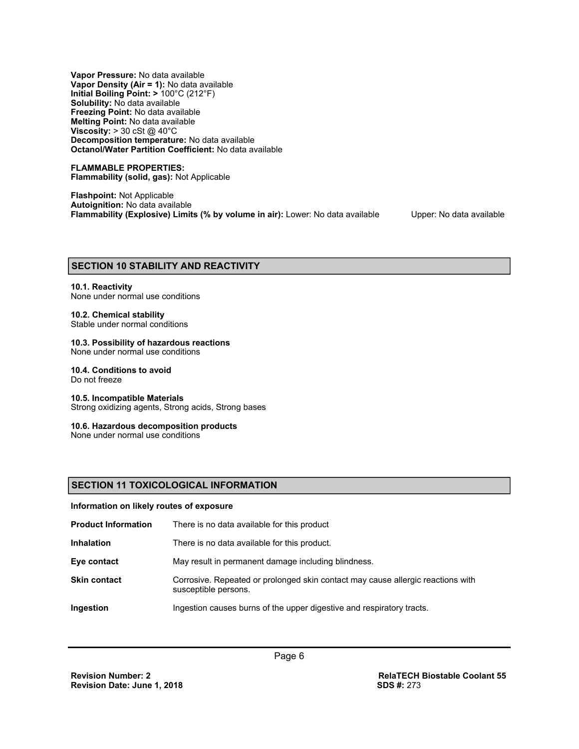**Vapor Pressure:** No data available
**Vapor Density (Air = 1):** No data available
**Initial Boiling Point: >** 100°C (212°F)
**Solubility:** No data available
**Freezing Point:** No data available
**Melting Point:** No data available
**Viscosity:** > 30 cSt @ 40°C
**Decomposition temperature:** No data available
**Octanol/Water Partition Coefficient:** No data available

**FLAMMABLE PROPERTIES:**
**Flammability (solid, gas):** Not Applicable

**Flashpoint:** Not Applicable
**Autoignition:** No data available
**Flammability (Explosive) Limits (% by volume in air):** Lower: No data available Upper: No data available

## SECTION 10 STABILITY AND REACTIVITY

**10.1. Reactivity**
None under normal use conditions

**10.2. Chemical stability**
Stable under normal conditions

**10.3. Possibility of hazardous reactions**
None under normal use conditions

**10.4. Conditions to avoid**
Do not freeze

**10.5. Incompatible Materials**
Strong oxidizing agents, Strong acids, Strong bases

**10.6. Hazardous decomposition products**
None under normal use conditions

## SECTION 11 TOXICOLOGICAL INFORMATION

**Information on likely routes of exposure**

| | |
|---|---|
| **Product Information** | There is no data available for this product |
| **Inhalation** | There is no data available for this product. |
| **Eye contact** | May result in permanent damage including blindness. |
| **Skin contact** | Corrosive. Repeated or prolonged skin contact may cause allergic reactions with susceptible persons. |
| **Ingestion** | Ingestion causes burns of the upper digestive and respiratory tracts. |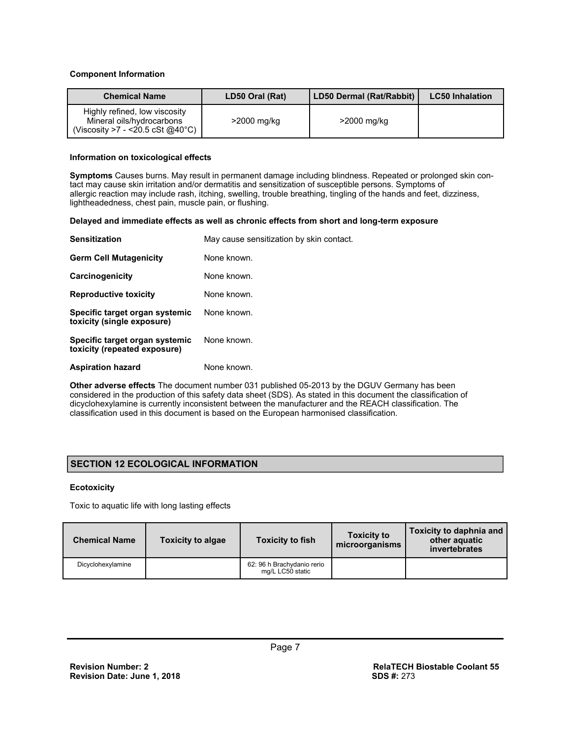**Component Information**

| Chemical Name | LD50 Oral (Rat) | LD50 Dermal (Rat/Rabbit) | LC50 Inhalation |
|---|---|---|---|
| Highly refined, low viscosity Mineral oils/hydrocarbons (Viscosity >7 - <20.5 cSt @40°C) | >2000 mg/kg | >2000 mg/kg | |

**Information on toxicological effects**

**Symptoms** Causes burns. May result in permanent damage including blindness. Repeated or prolonged skin contact may cause skin irritation and/or dermatitis and sensitization of susceptible persons. Symptoms of allergic reaction may include rash, itching, swelling, trouble breathing, tingling of the hands and feet, dizziness, lightheadedness, chest pain, muscle pain, or flushing.

**Delayed and immediate effects as well as chronic effects from short and long-term exposure**

**Sensitization** May cause sensitization by skin contact.

**Germ Cell Mutagenicity** None known.

**Carcinogenicity** None known.

**Reproductive toxicity** None known.

**Specific target organ systemic toxicity (single exposure)** None known.

**Specific target organ systemic toxicity (repeated exposure)** None known.

**Aspiration hazard** None known.

**Other adverse effects** The document number 031 published 05-2013 by the DGUV Germany has been considered in the production of this safety data sheet (SDS). As stated in this document the classification of dicyclohexylamine is currently inconsistent between the manufacturer and the REACH classification. The classification used in this document is based on the European harmonised classification.

## SECTION 12 ECOLOGICAL INFORMATION

**Ecotoxicity**

Toxic to aquatic life with long lasting effects

| Chemical Name | Toxicity to algae | Toxicity to fish | Toxicity to microorganisms | Toxicity to daphnia and other aquatic invertebrates |
|---|---|---|---|---|
| Dicyclohexylamine | | 62: 96 h Brachydanio rerio mg/L LC50 static | | |

**Revision Number: 2**
**Revision Date: June 1, 2018**

**RelaTECH Biostable Coolant 55**
**SDS #:** 273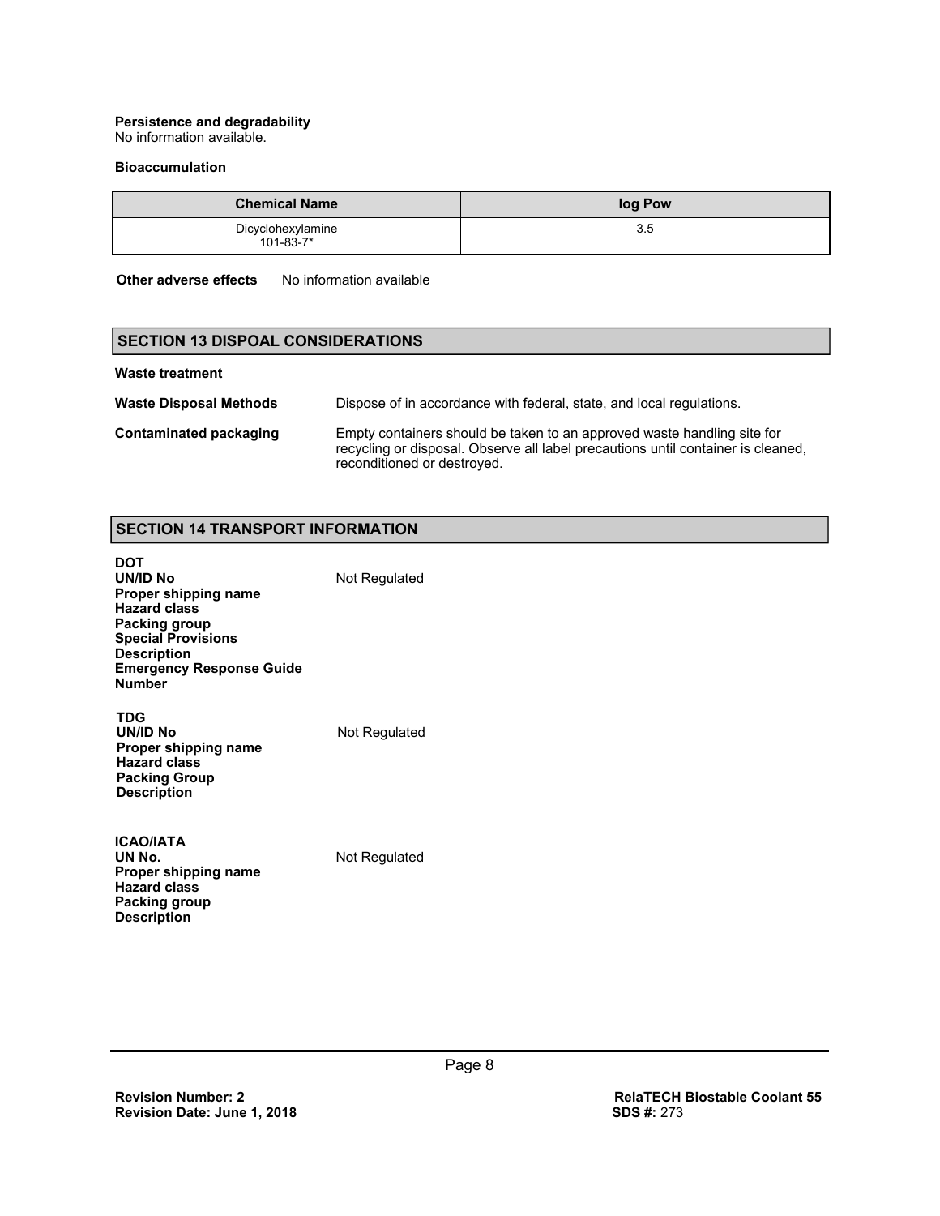**Persistence and degradability**
No information available.

**Bioaccumulation**

| Chemical Name | log Pow |
|---|---|
| Dicyclohexylamine 101-83-7* | 3.5 |

**Other adverse effects** No information available

## SECTION 13 DISPOAL CONSIDERATIONS

**Waste treatment**

**Waste Disposal Methods** Dispose of in accordance with federal, state, and local regulations.

**Contaminated packaging** Empty containers should be taken to an approved waste handling site for recycling or disposal. Observe all label precautions until container is cleaned, reconditioned or destroyed.

## SECTION 14 TRANSPORT INFORMATION

**DOT**
**UN/ID No** Not Regulated
**Proper shipping name**
**Hazard class**
**Packing group**
**Special Provisions**
**Description**
**Emergency Response Guide Number**

**TDG**
**UN/ID No** Not Regulated
**Proper shipping name**
**Hazard class**
**Packing Group**
**Description**

**ICAO/IATA**
**UN No.** Not Regulated
**Proper shipping name**
**Hazard class**
**Packing group**
**Description**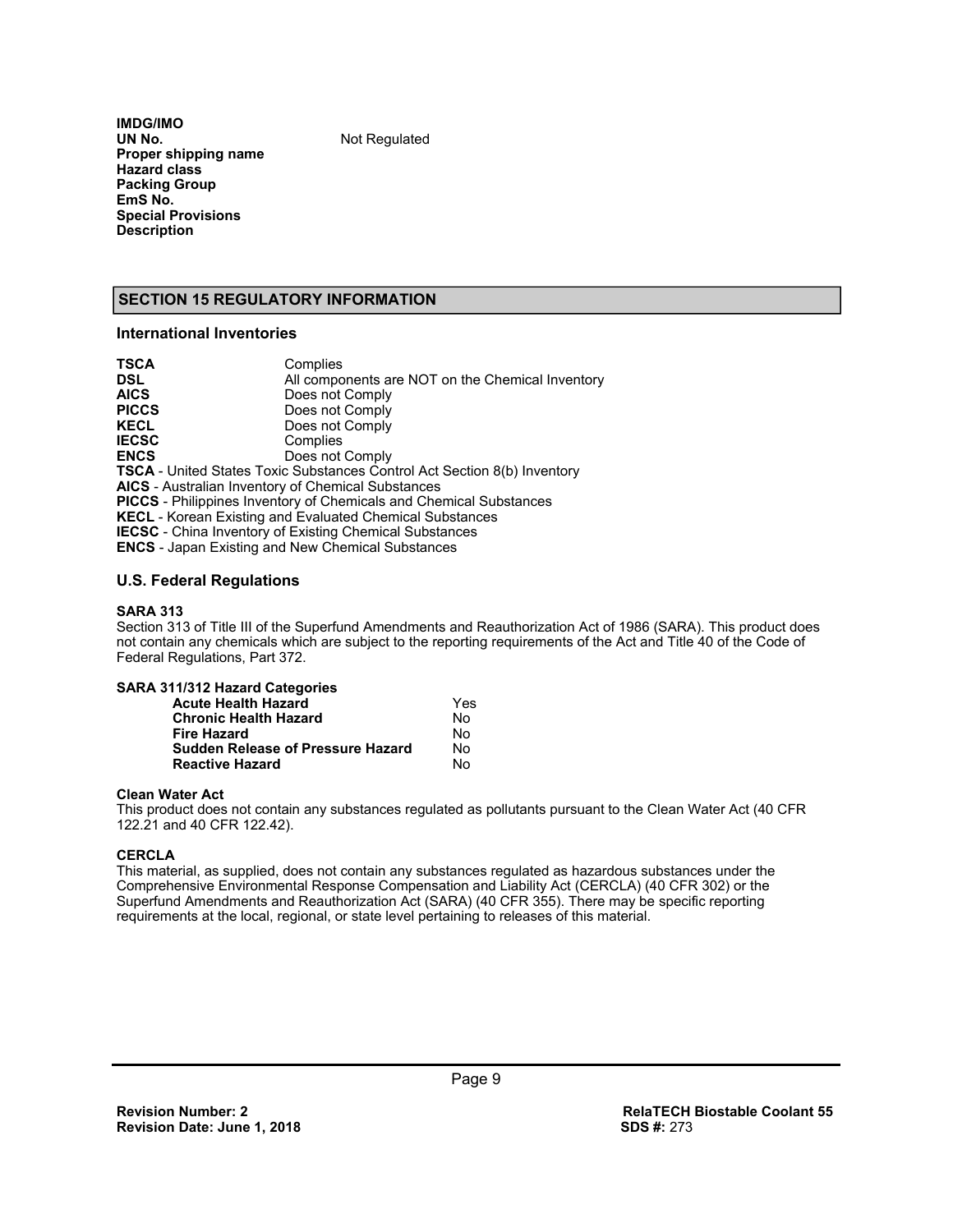**IMDG/IMO**

| | |
|---|---|
| **UN No.** | Not Regulated |
| **Proper shipping name** | |
| **Hazard class** | |
| **Packing Group** | |
| **EmS No.** | |
| **Special Provisions** | |
| **Description** | |

## SECTION 15 REGULATORY INFORMATION

### International Inventories

| | |
|---|---|
| **TSCA** | Complies |
| **DSL** | All components are NOT on the Chemical Inventory |
| **AICS** | Does not Comply |
| **PICCS** | Does not Comply |
| **KECL** | Does not Comply |
| **IECSC** | Complies |
| **ENCS** | Does not Comply |

**TSCA** - United States Toxic Substances Control Act Section 8(b) Inventory
**AICS** - Australian Inventory of Chemical Substances
**PICCS** - Philippines Inventory of Chemicals and Chemical Substances
**KECL** - Korean Existing and Evaluated Chemical Substances
**IECSC** - China Inventory of Existing Chemical Substances
**ENCS** - Japan Existing and New Chemical Substances

### U.S. Federal Regulations

**SARA 313**

Section 313 of Title III of the Superfund Amendments and Reauthorization Act of 1986 (SARA). This product does not contain any chemicals which are subject to the reporting requirements of the Act and Title 40 of the Code of Federal Regulations, Part 372.

**SARA 311/312 Hazard Categories**

| | |
|---|---|
| **Acute Health Hazard** | Yes |
| **Chronic Health Hazard** | No |
| **Fire Hazard** | No |
| **Sudden Release of Pressure Hazard** | No |
| **Reactive Hazard** | No |

**Clean Water Act**

This product does not contain any substances regulated as pollutants pursuant to the Clean Water Act (40 CFR 122.21 and 40 CFR 122.42).

**CERCLA**

This material, as supplied, does not contain any substances regulated as hazardous substances under the Comprehensive Environmental Response Compensation and Liability Act (CERCLA) (40 CFR 302) or the Superfund Amendments and Reauthorization Act (SARA) (40 CFR 355). There may be specific reporting requirements at the local, regional, or state level pertaining to releases of this material.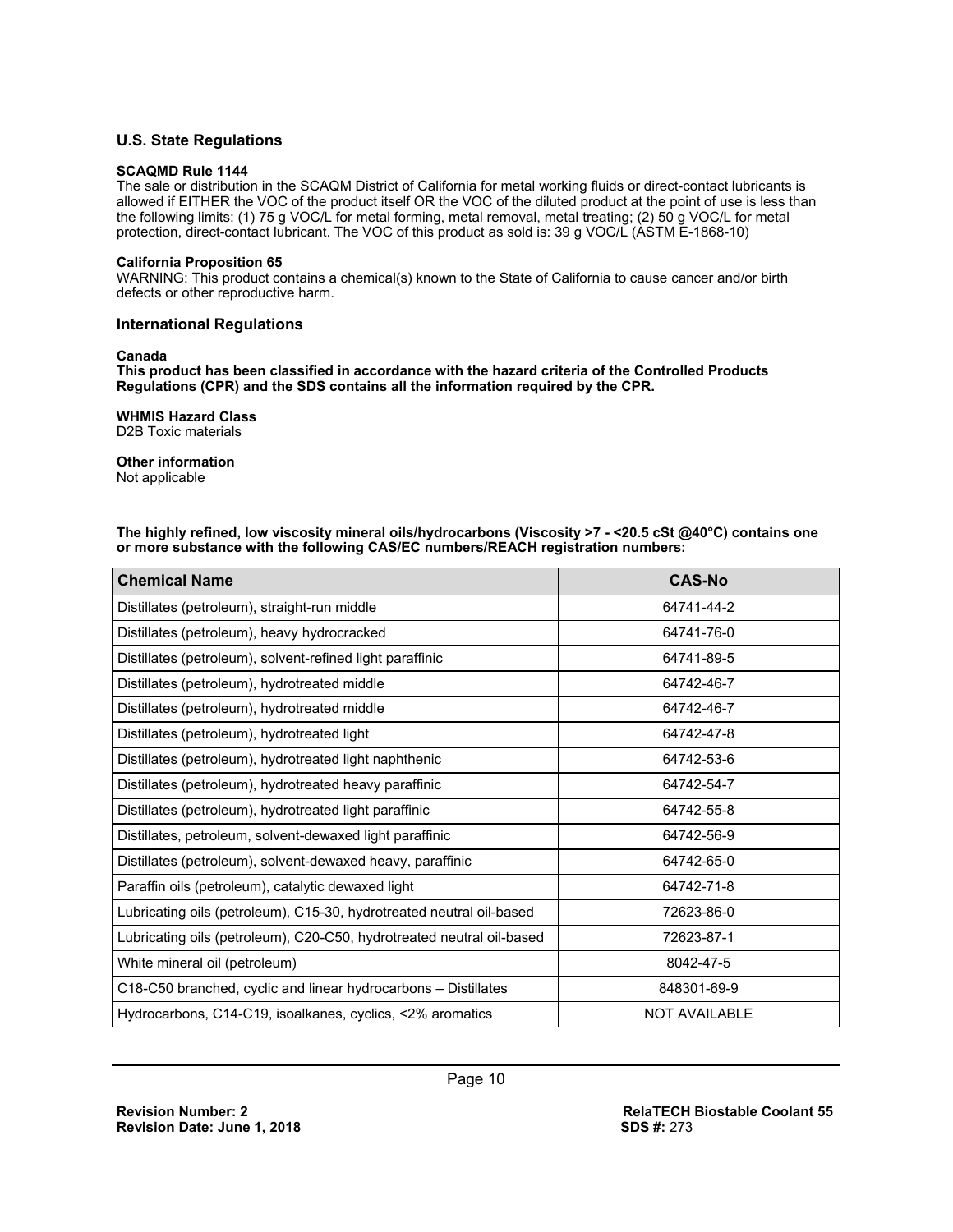## U.S. State Regulations

**SCAQMD Rule 1144**

The sale or distribution in the SCAQM District of California for metal working fluids or direct-contact lubricants is allowed if EITHER the VOC of the product itself OR the VOC of the diluted product at the point of use is less than the following limits: (1) 75 g VOC/L for metal forming, metal removal, metal treating; (2) 50 g VOC/L for metal protection, direct-contact lubricant. The VOC of this product as sold is: 39 g VOC/L (ASTM E-1868-10)

**California Proposition 65**

WARNING: This product contains a chemical(s) known to the State of California to cause cancer and/or birth defects or other reproductive harm.

## International Regulations

**Canada**

**This product has been classified in accordance with the hazard criteria of the Controlled Products Regulations (CPR) and the SDS contains all the information required by the CPR.**

**WHMIS Hazard Class**

D2B Toxic materials

**Other information**

Not applicable

**The highly refined, low viscosity mineral oils/hydrocarbons (Viscosity >7 - <20.5 cSt @40°C) contains one or more substance with the following CAS/EC numbers/REACH registration numbers:**

| Chemical Name | CAS-No |
|---|---|
| Distillates (petroleum), straight-run middle | 64741-44-2 |
| Distillates (petroleum), heavy hydrocracked | 64741-76-0 |
| Distillates (petroleum), solvent-refined light paraffinic | 64741-89-5 |
| Distillates (petroleum), hydrotreated middle | 64742-46-7 |
| Distillates (petroleum), hydrotreated middle | 64742-46-7 |
| Distillates (petroleum), hydrotreated light | 64742-47-8 |
| Distillates (petroleum), hydrotreated light naphthenic | 64742-53-6 |
| Distillates (petroleum), hydrotreated heavy paraffinic | 64742-54-7 |
| Distillates (petroleum), hydrotreated light paraffinic | 64742-55-8 |
| Distillates, petroleum, solvent-dewaxed light paraffinic | 64742-56-9 |
| Distillates (petroleum), solvent-dewaxed heavy, paraffinic | 64742-65-0 |
| Paraffin oils (petroleum), catalytic dewaxed light | 64742-71-8 |
| Lubricating oils (petroleum), C15-30, hydrotreated neutral oil-based | 72623-86-0 |
| Lubricating oils (petroleum), C20-C50, hydrotreated neutral oil-based | 72623-87-1 |
| White mineral oil (petroleum) | 8042-47-5 |
| C18-C50 branched, cyclic and linear hydrocarbons – Distillates | 848301-69-9 |
| Hydrocarbons, C14-C19, isoalkanes, cyclics, <2% aromatics | NOT AVAILABLE |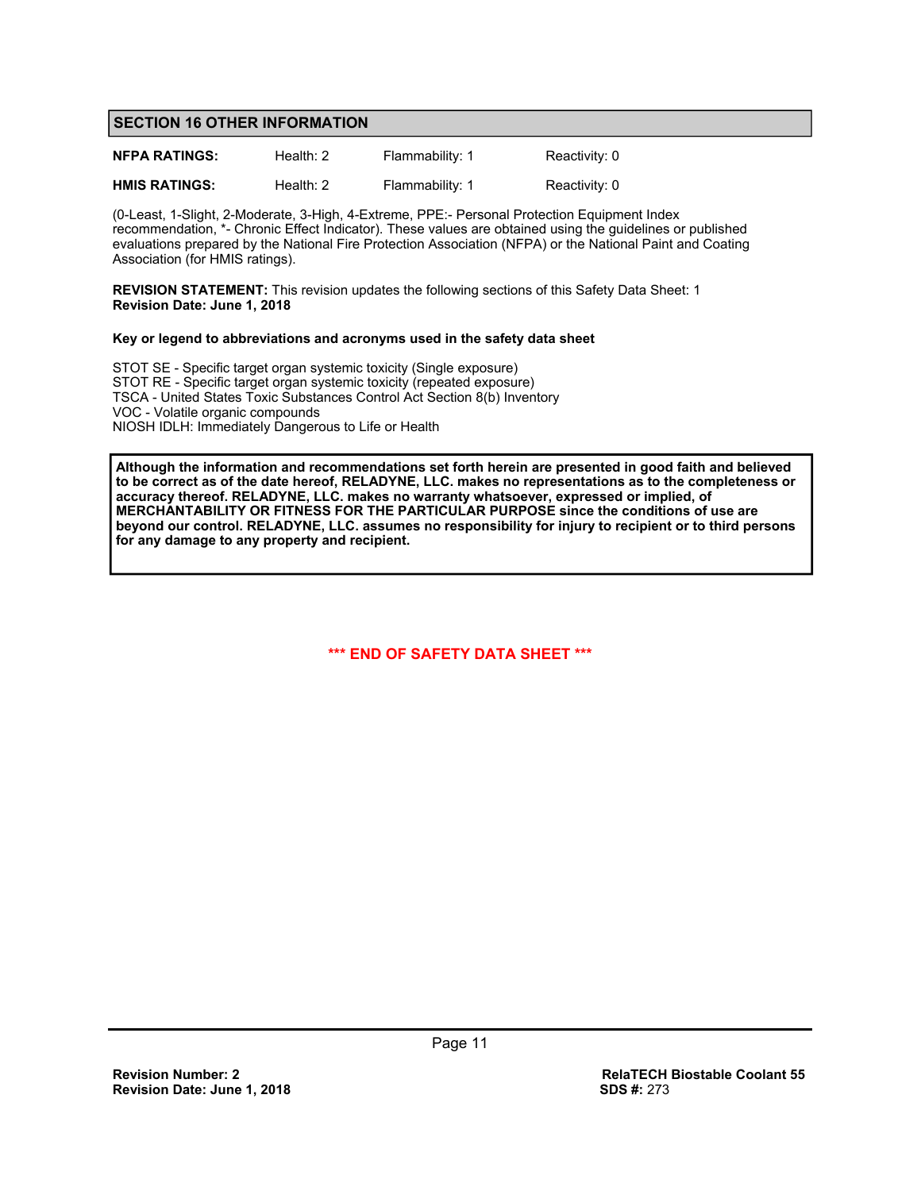## SECTION 16 OTHER INFORMATION

| | | | |
|---|---|---|---|
| **NFPA RATINGS:** | Health: 2 | Flammability: 1 | Reactivity: 0 |
| **HMIS RATINGS:** | Health: 2 | Flammability: 1 | Reactivity: 0 |

(0-Least, 1-Slight, 2-Moderate, 3-High, 4-Extreme, PPE:- Personal Protection Equipment Index recommendation, *- Chronic Effect Indicator). These values are obtained using the guidelines or published evaluations prepared by the National Fire Protection Association (NFPA) or the National Paint and Coating Association (for HMIS ratings).

**REVISION STATEMENT:** This revision updates the following sections of this Safety Data Sheet: 1
**Revision Date: June 1, 2018**

**Key or legend to abbreviations and acronyms used in the safety data sheet**

STOT SE - Specific target organ systemic toxicity (Single exposure)
STOT RE - Specific target organ systemic toxicity (repeated exposure)
TSCA - United States Toxic Substances Control Act Section 8(b) Inventory
VOC - Volatile organic compounds
NIOSH IDLH: Immediately Dangerous to Life or Health

**Although the information and recommendations set forth herein are presented in good faith and believed to be correct as of the date hereof, RELADYNE, LLC. makes no representations as to the completeness or accuracy thereof. RELADYNE, LLC. makes no warranty whatsoever, expressed or implied, of MERCHANTABILITY OR FITNESS FOR THE PARTICULAR PURPOSE since the conditions of use are beyond our control. RELADYNE, LLC. assumes no responsibility for injury to recipient or to third persons for any damage to any property and recipient.**

**\*\*\* END OF SAFETY DATA SHEET \*\*\***